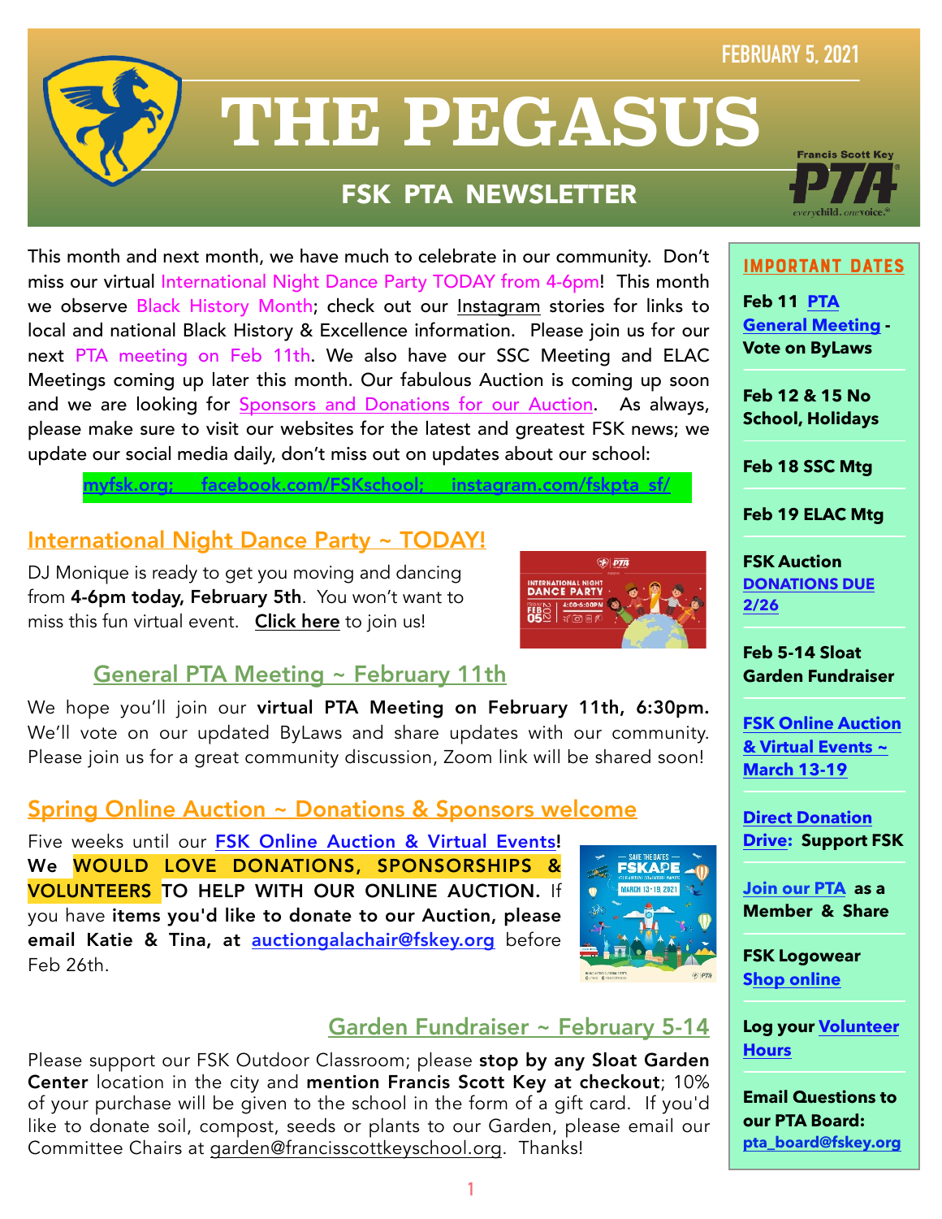FEBRUARY 5, 2021

# THE PEGASUS

## FSK PTA NEWSLETTER

This month and next month, we have much to celebrate in our community. Don't miss our virtual International Night Dance Party TODAY from 4-6pm! This month we observe Black History Month; check out our Instagram stories for links to local and national Black History & Excellence information. Please join us for our next PTA meeting on Feb 11th. We also have our SSC Meeting and ELAC Meetings coming up later this month. Our fabulous Auction is coming up soon and we are looking for Sponsors and Donations for our Auction. As always, please make sure to visit our websites for the latest and greatest FSK news; we update our social media daily, don't miss out on updates about our school:

**myfsk.org; facebook.com/FSKschool; instagram.com/fskpta_sf/**

## International Night Dance Party ~ TODAY!

DJ Monique is ready to get you moving and dancing from **4-6pm today, February 5th**. You won't want to miss this fun virtual event. **Click here** to join us!

## General PTA Meeting ~ February 11th

We hope you'll join our **virtual PTA Meeting on February 11th, 6:30pm.** We'll vote on our updated ByLaws and share updates with our community. Please join us for a great community discussion, Zoom link will be shared soon!

## Spring Online Auction ~ Donations & Sponsors welcome

Five weeks until our **FSK Online Auction & Virtual Events!** **We WOULD LOVE DONATIONS, SPONSORSHIPS & VOLUNTEERS TO HELP WITH OUR ONLINE AUCTION.** If you have **items you'd like to donate to our Auction, please email Katie & Tina, at auctiongalachair@fskey.org** before Feb 26th.

## Garden Fundraiser ~ February 5-14

Please support our FSK Outdoor Classroom; please **stop by any Sloat Garden Center** location in the city and **mention Francis Scott Key at checkout**; 10% of your purchase will be given to the school in the form of a gift card. If you'd like to donate soil, compost, seeds or plants to our Garden, please email our Committee Chairs at garden@francisscottkeyschool.org. Thanks!

### IMPORTANT DATES

**Feb 11 PTA General Meeting - Vote on ByLaws**

**Feb 12 & 15 No School, Holidays**

**Feb 18 SSC Mtg**

**Feb 19 ELAC Mtg**

**FSK Auction DONATIONS DUE 2/26**

**Feb 5-14 Sloat Garden Fundraiser**

**FSK Online Auction & Virtual Events ~ March 13-19**

**Direct Donation Drive: Support FSK**

**Join our PTA as a Member & Share**

**FSK Logowear Shop online**

**Log your Volunteer Hours**

**Email Questions to our PTA Board: pta_board@fskey.org**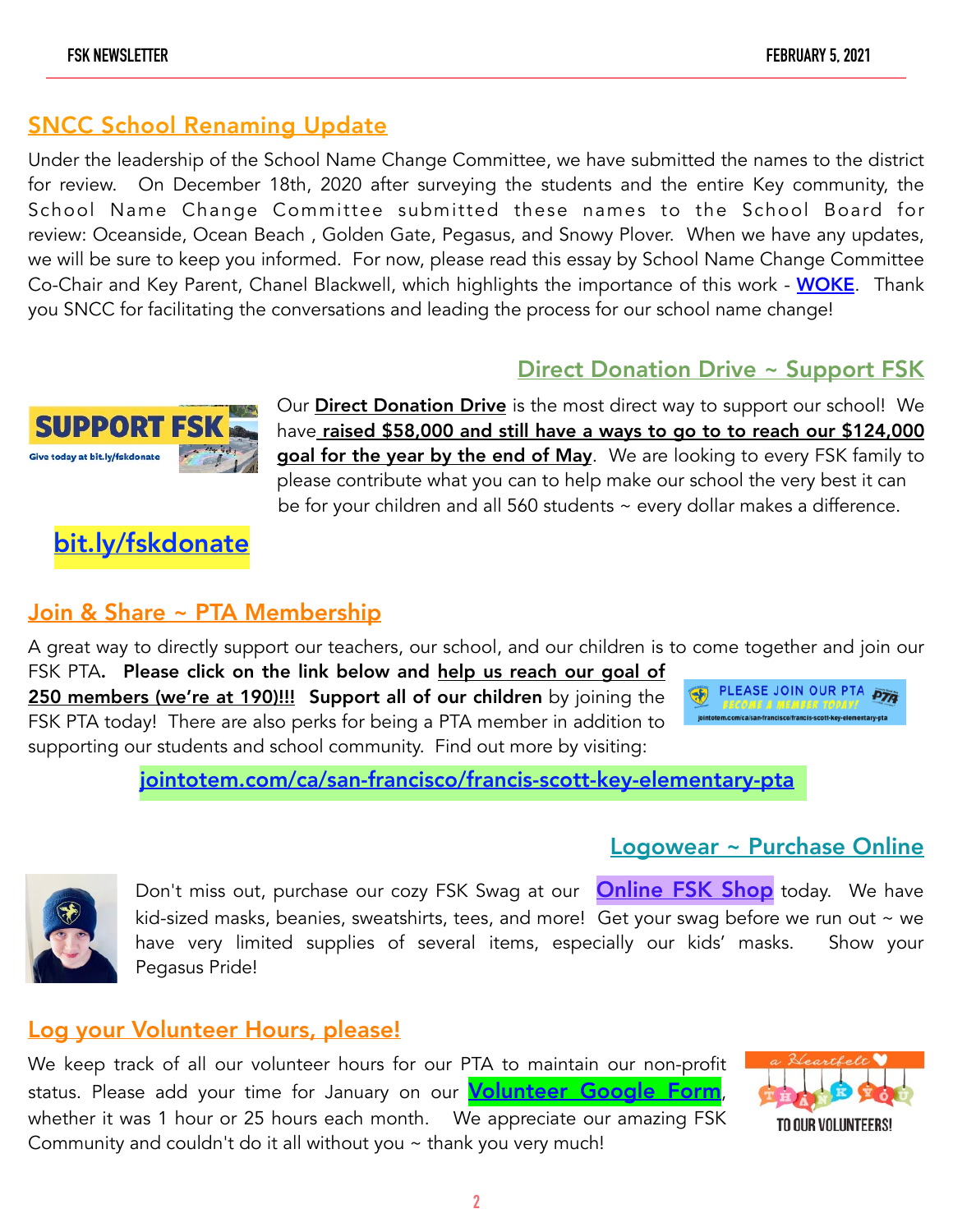## SNCC School Renaming Update

Under the leadership of the School Name Change Committee, we have submitted the names to the district for review. On December 18th, 2020 after surveying the students and the entire Key community, the School Name Change Committee submitted these names to the School Board for review: Oceanside, Ocean Beach , Golden Gate, Pegasus, and Snowy Plover. When we have any updates, we will be sure to keep you informed. For now, please read this essay by School Name Change Committee Co-Chair and Key Parent, Chanel Blackwell, which highlights the importance of this work - **WOKE**. Thank you SNCC for facilitating the conversations and leading the process for our school name change!

## Direct Donation Drive ~ Support FSK

Our **Direct Donation Drive** is the most direct way to support our school! We have **raised $58,000 and still have a ways to go to to reach our $124,000 goal for the year by the end of May**. We are looking to every FSK family to please contribute what you can to help make our school the very best it can be for your children and all 560 students ~ every dollar makes a difference.

SUPPORT FSK
Give today at bit.ly/fskdonate

bit.ly/fskdonate

## Join & Share ~ PTA Membership

A great way to directly support our teachers, our school, and our children is to come together and join our FSK PTA. **Please click on the link below and help us reach our goal of 250 members (we're at 190)!!! Support all of our children** by joining the FSK PTA today! There are also perks for being a PTA member in addition to supporting our students and school community. Find out more by visiting:

PLEASE JOIN OUR PTA
BECOME A MEMBER TODAY!
jointotem.com/ca/san-francisco/francis-scott-key-elementary-pta

jointotem.com/ca/san-francisco/francis-scott-key-elementary-pta

## Logowear ~ Purchase Online

Don't miss out, purchase our cozy FSK Swag at our **Online FSK Shop** today. We have kid-sized masks, beanies, sweatshirts, tees, and more! Get your swag before we run out ~ we have very limited supplies of several items, especially our kids' masks. Show your Pegasus Pride!

## Log your Volunteer Hours, please!

We keep track of all our volunteer hours for our PTA to maintain our non-profit status. Please add your time for January on our **Volunteer Google Form**, whether it was 1 hour or 25 hours each month. We appreciate our amazing FSK Community and couldn't do it all without you ~ thank you very much!

a Heartfelt THANK YOU TO OUR VOLUNTEERS!